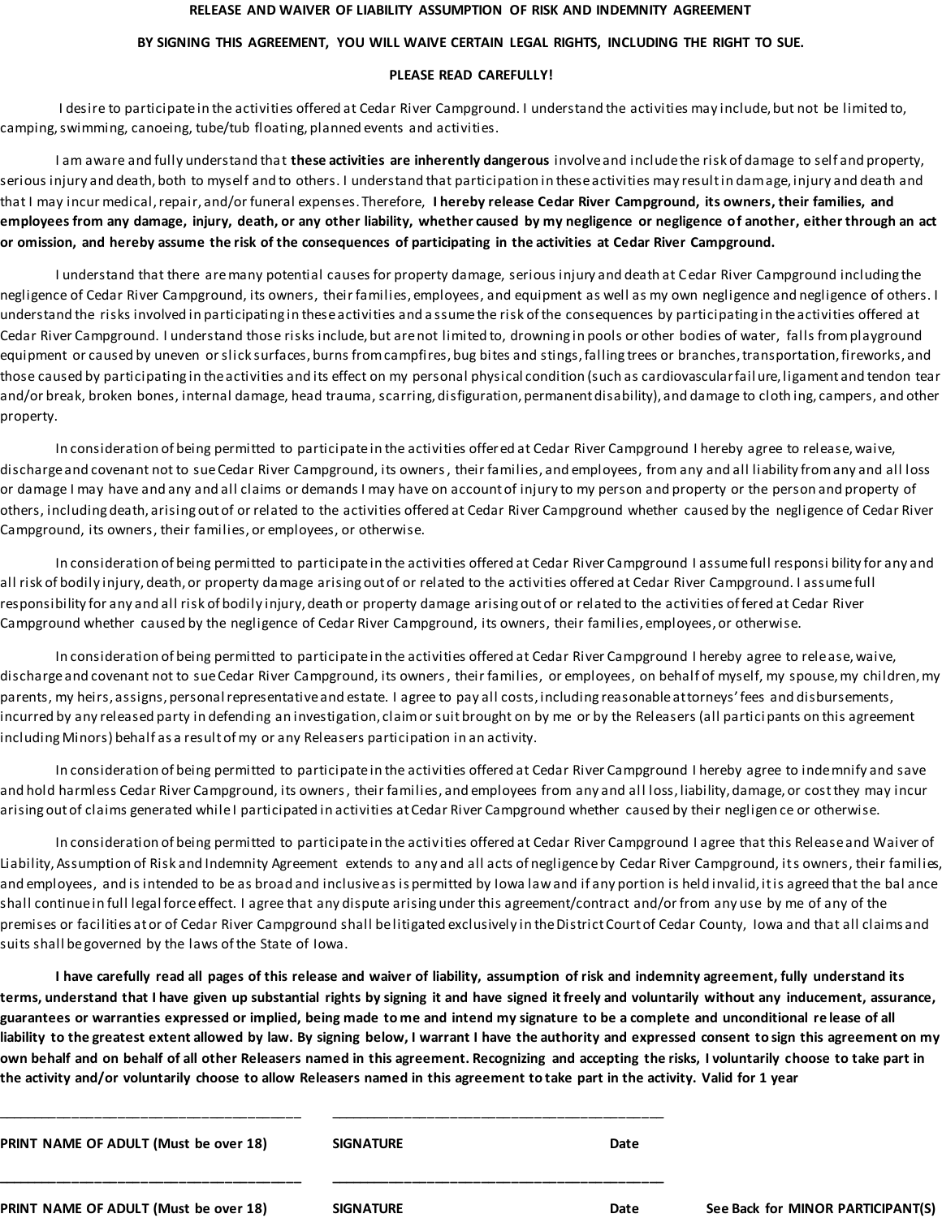**RELEASE AND WAIVER OF LIABILITY ASSUMPTION OF RISK AND INDEMNITY AGREEMENT**

**BY SIGNING THIS AGREEMENT, YOU WILL WAIVE CERTAIN LEGAL RIGHTS, INCLUDING THE RIGHT TO SUE.**

**PLEASE READ CAREFULLY!**

I desire to participate in the activities offered at Cedar River Campground. I understand the activities may include, but not be limited to, camping, swimming, canoeing, tube/tub floating, planned events and activities.

I am aware and fully understand that **these activities are inherently dangerous** involve and include the risk of damage to self and property, serious injury and death, both to myself and to others. I understand that participation in these activities may result in damage, injury and death and that I may incur medical, repair, and/or funeral expenses. Therefore, **I hereby release Cedar River Campground, its owners, their families, and employees from any damage, injury, death, or any other liability, whether caused by my negligence or negligence of another, either through an act or omission, and hereby assume the risk of the consequences of participating in the activities at Cedar River Campground.**

I understand that there are many potential causes for property damage, serious injury and death at Cedar River Campground including the negligence of Cedar River Campground, its owners, their families, employees, and equipment as well as my own negligence and negligence of others. I understand the risks involved in participating in these activities and assume the risk of the consequences by participating in the activities offered at Cedar River Campground. I understand those risks include, but are not limited to, drowning in pools or other bodies of water, falls from playground equipment or caused by uneven or slick surfaces, burns from campfires, bug bites and stings, falling trees or branches, transportation, fireworks, and those caused by participating in the activities and its effect on my personal physical condition (such as cardiovascular failure, ligament and tendon tear and/or break, broken bones, internal damage, head trauma, scarring, disfiguration, permanent disability), and damage to clothing, campers, and other property.

In consideration of being permitted to participate in the activities offered at Cedar River Campground I hereby agree to release, waive, discharge and covenant not to sue Cedar River Campground, its owners, their families, and employees, from any and all liability from any and all loss or damage I may have and any and all claims or demands I may have on account of injury to my person and property or the person and property of others, including death, arising out of or related to the activities offered at Cedar River Campground whether caused by the negligence of Cedar River Campground, its owners, their families, or employees, or otherwise.

In consideration of being permitted to participate in the activities offered at Cedar River Campground I assume full responsibility for any and all risk of bodily injury, death, or property damage arising out of or related to the activities offered at Cedar River Campground. I assume full responsibility for any and all risk of bodily injury, death or property damage arising out of or related to the activities offered at Cedar River Campground whether caused by the negligence of Cedar River Campground, its owners, their families, employees, or otherwise.

In consideration of being permitted to participate in the activities offered at Cedar River Campground I hereby agree to release, waive, discharge and covenant not to sue Cedar River Campground, its owners, their families, or employees, on behalf of myself, my spouse, my children, my parents, my heirs, assigns, personal representative and estate. I agree to pay all costs, including reasonable attorneys' fees and disbursements, incurred by any released party in defending an investigation, claim or suit brought on by me or by the Releasers (all participants on this agreement including Minors) behalf as a result of my or any Releasers participation in an activity.

In consideration of being permitted to participate in the activities offered at Cedar River Campground I hereby agree to indemnify and save and hold harmless Cedar River Campground, its owners, their families, and employees from any and all loss, liability, damage, or cost they may incur arising out of claims generated while I participated in activities at Cedar River Campground whether caused by their negligence or otherwise.

In consideration of being permitted to participate in the activities offered at Cedar River Campground I agree that this Release and Waiver of Liability, Assumption of Risk and Indemnity Agreement extends to any and all acts of negligence by Cedar River Campground, its owners, their families, and employees, and is intended to be as broad and inclusive as is permitted by Iowa law and if any portion is held invalid, it is agreed that the balance shall continue in full legal force effect. I agree that any dispute arising under this agreement/contract and/or from any use by me of any of the premises or facilities at or of Cedar River Campground shall be litigated exclusively in the District Court of Cedar County, Iowa and that all claims and suits shall be governed by the laws of the State of Iowa.

**I have carefully read all pages of this release and waiver of liability, assumption of risk and indemnity agreement, fully understand its terms, understand that I have given up substantial rights by signing it and have signed it freely and voluntarily without any inducement, assurance, guarantees or warranties expressed or implied, being made to me and intend my signature to be a complete and unconditional release of all liability to the greatest extent allowed by law. By signing below, I warrant I have the authority and expressed consent to sign this agreement on my own behalf and on behalf of all other Releasers named in this agreement. Recognizing and accepting the risks, I voluntarily choose to take part in the activity and/or voluntarily choose to allow Releasers named in this agreement to take part in the activity. Valid for 1 year**

\_\_\_\_\_\_\_\_\_\_\_\_\_\_\_\_\_\_\_\_\_\_\_\_\_\_\_\_\_\_\_\_\_\_\_\_\_\_ \_\_\_\_\_\_\_\_\_\_\_\_\_\_\_\_\_\_\_\_\_\_\_\_\_\_\_\_\_\_\_\_\_\_\_\_\_\_\_\_\_\_\_\_\_

**PRINT NAME OF ADULT (Must be over 18)** **SIGNATURE** **Date**

\_\_\_\_\_\_\_\_\_\_\_\_\_\_\_\_\_\_\_\_\_\_\_\_\_\_\_\_\_\_\_\_\_\_\_\_\_\_ \_\_\_\_\_\_\_\_\_\_\_\_\_\_\_\_\_\_\_\_\_\_\_\_\_\_\_\_\_\_\_\_\_\_\_\_\_\_\_\_\_\_\_\_\_

**PRINT NAME OF ADULT (Must be over 18)** **SIGNATURE** **Date** **See Back for MINOR PARTICIPANT(S)**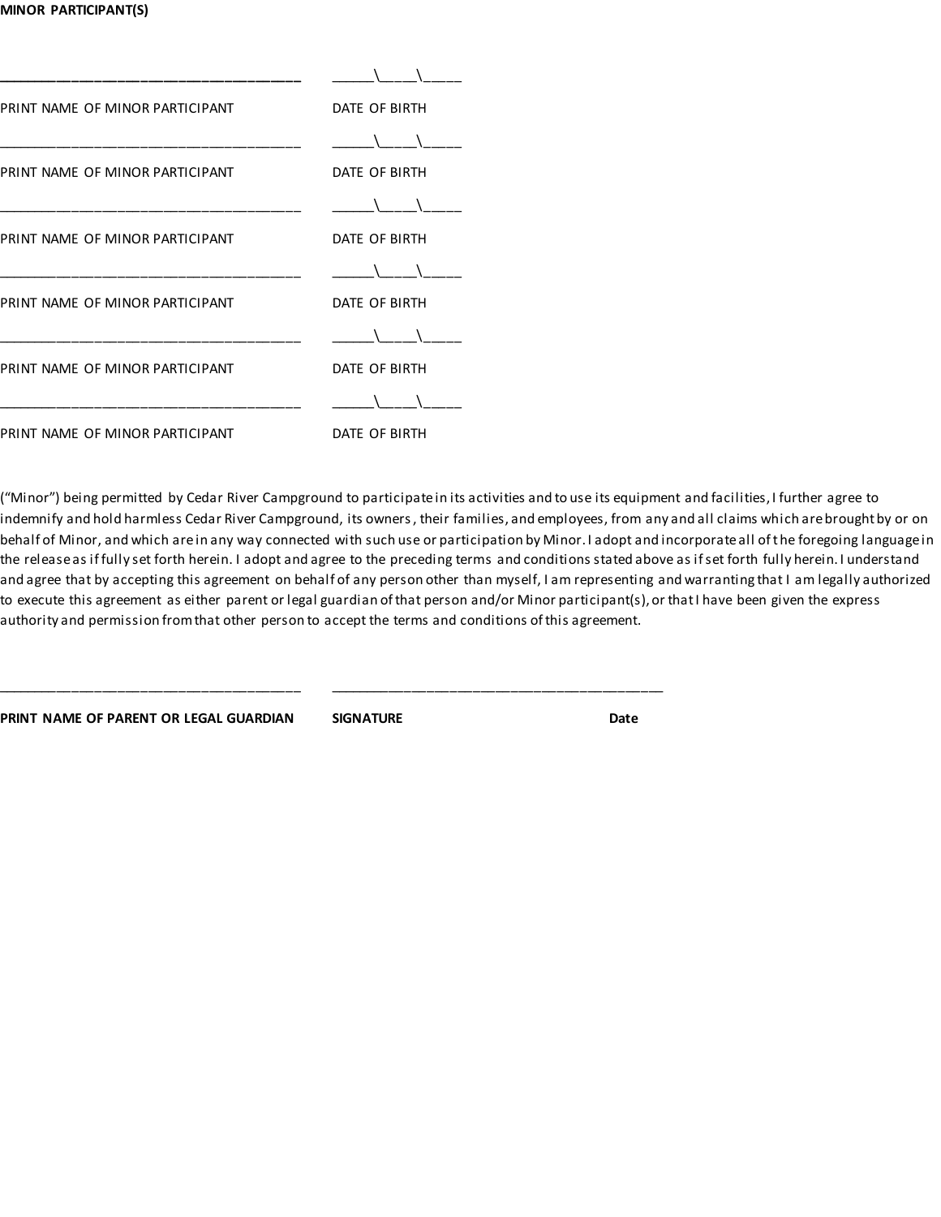**MINOR PARTICIPANT(S)**

\_\_\_\_\_\_\_\_\_\_\_\_\_\_\_\_\_\_\_\_\_\_\_\_\_\_\_\_\_\_\_\_\_\_\_\_\_\_\_\_ \_\_\_\_\_\\\_\_\_\_\_\\\_\_\_\_\_

PRINT NAME OF MINOR PARTICIPANT DATE OF BIRTH

\_\_\_\_\_\_\_\_\_\_\_\_\_\_\_\_\_\_\_\_\_\_\_\_\_\_\_\_\_\_\_\_\_\_\_\_\_\_\_\_ \_\_\_\_\_\\\_\_\_\_\_\\\_\_\_\_\_

PRINT NAME OF MINOR PARTICIPANT DATE OF BIRTH

\_\_\_\_\_\_\_\_\_\_\_\_\_\_\_\_\_\_\_\_\_\_\_\_\_\_\_\_\_\_\_\_\_\_\_\_\_\_\_\_ \_\_\_\_\_\\\_\_\_\_\_\\\_\_\_\_\_

PRINT NAME OF MINOR PARTICIPANT DATE OF BIRTH

\_\_\_\_\_\_\_\_\_\_\_\_\_\_\_\_\_\_\_\_\_\_\_\_\_\_\_\_\_\_\_\_\_\_\_\_\_\_\_\_ \_\_\_\_\_\\\_\_\_\_\_\\\_\_\_\_\_

PRINT NAME OF MINOR PARTICIPANT DATE OF BIRTH

\_\_\_\_\_\_\_\_\_\_\_\_\_\_\_\_\_\_\_\_\_\_\_\_\_\_\_\_\_\_\_\_\_\_\_\_\_\_\_\_ \_\_\_\_\_\\\_\_\_\_\_\\\_\_\_\_\_

PRINT NAME OF MINOR PARTICIPANT DATE OF BIRTH

\_\_\_\_\_\_\_\_\_\_\_\_\_\_\_\_\_\_\_\_\_\_\_\_\_\_\_\_\_\_\_\_\_\_\_\_\_\_\_\_ \_\_\_\_\_\\\_\_\_\_\_\\\_\_\_\_\_

PRINT NAME OF MINOR PARTICIPANT DATE OF BIRTH

(“Minor”) being permitted by Cedar River Campground to participate in its activities and to use its equipment and facilities, I further agree to indemnify and hold harmless Cedar River Campground, its owners, their families, and employees, from any and all claims which are brought by or on behalf of Minor, and which are in any way connected with such use or participation by Minor. I adopt and incorporate all of the foregoing language in the release as if fully set forth herein. I adopt and agree to the preceding terms and conditions stated above as if set forth fully herein. I understand and agree that by accepting this agreement on behalf of any person other than myself, I am representing and warranting that I am legally authorized to execute this agreement as either parent or legal guardian of that person and/or Minor participant(s), or that I have been given the express authority and permission from that other person to accept the terms and conditions of this agreement.

\_\_\_\_\_\_\_\_\_\_\_\_\_\_\_\_\_\_\_\_\_\_\_\_\_\_\_\_\_\_\_\_\_\_\_\_\_\_\_\_ \_\_\_\_\_\_\_\_\_\_\_\_\_\_\_\_\_\_\_\_\_\_\_\_\_\_\_\_\_\_\_\_\_\_\_\_\_\_\_\_\_\_\_\_\_\_

**PRINT NAME OF PARENT OR LEGAL GUARDIAN** **SIGNATURE** **Date**